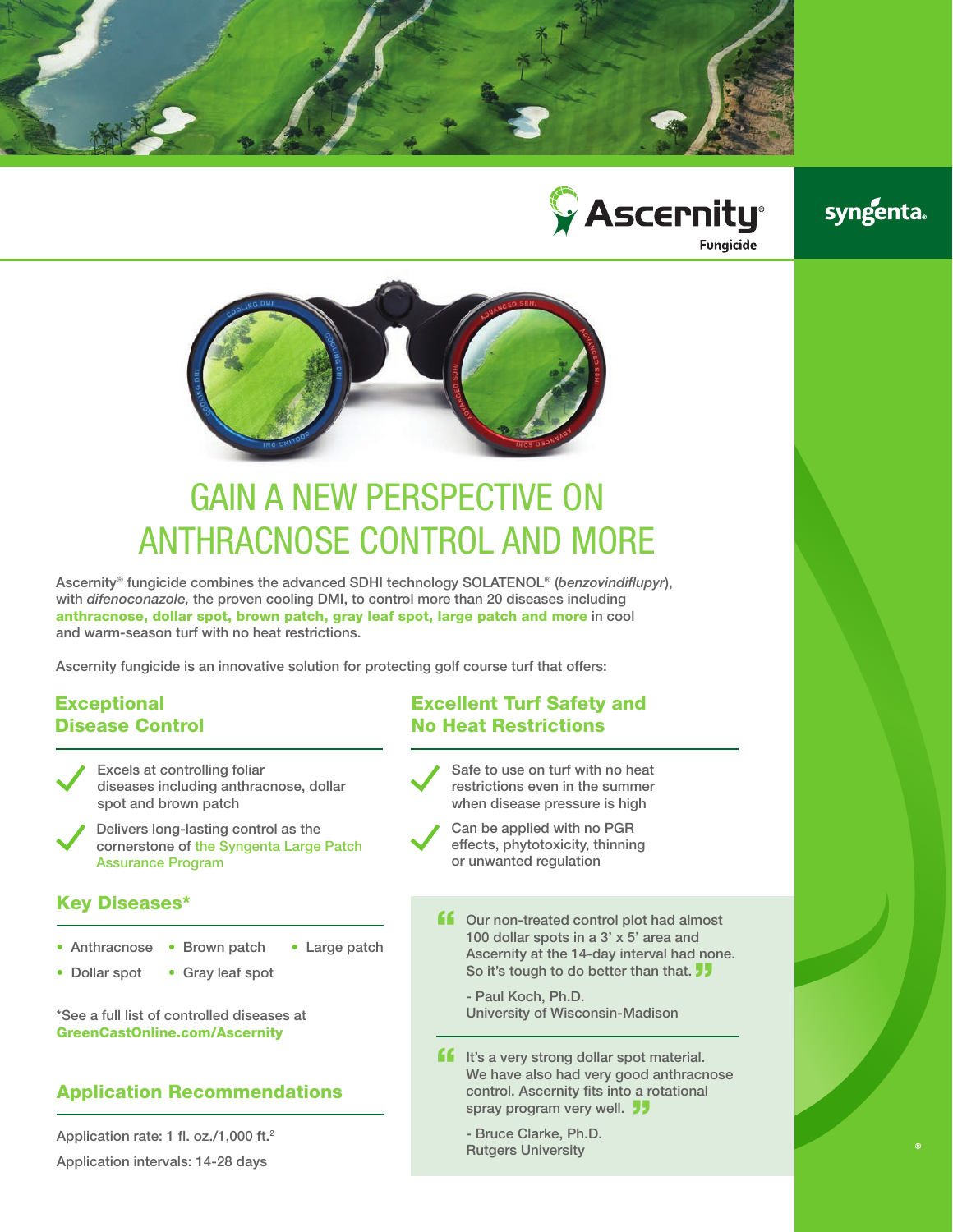Ascernity® Fungicide

syngenta

# GAIN A NEW PERSPECTIVE ON ANTHRACNOSE CONTROL AND MORE

Ascernity® fungicide combines the advanced SDHI technology SOLATENOL® (*benzovindiflupyr*), with *difenoconazole,* the proven cooling DMI, to control more than 20 diseases including **anthracnose, dollar spot, brown patch, gray leaf spot, large patch and more** in cool and warm-season turf with no heat restrictions.

Ascernity fungicide is an innovative solution for protecting golf course turf that offers:

## Exceptional Disease Control

- ✓ Excels at controlling foliar diseases including anthracnose, dollar spot and brown patch
- ✓ Delivers long-lasting control as the cornerstone of the Syngenta Large Patch Assurance Program

## Key Diseases*

- Anthracnose
- Dollar spot
- Brown patch
- Gray leaf spot
- Large patch

*See a full list of controlled diseases at **GreenCastOnline.com/Ascernity**

## Application Recommendations

Application rate: 1 fl. oz./1,000 ft.²

Application intervals: 14-28 days

## Excellent Turf Safety and No Heat Restrictions

- ✓ Safe to use on turf with no heat restrictions even in the summer when disease pressure is high
- ✓ Can be applied with no PGR effects, phytotoxicity, thinning or unwanted regulation

> "Our non-treated control plot had almost 100 dollar spots in a 3' x 5' area and Ascernity at the 14-day interval had none. So it's tough to do better than that."
>
> - Paul Koch, Ph.D.
> University of Wisconsin-Madison

> "It's a very strong dollar spot material. We have also had very good anthracnose control. Ascernity fits into a rotational spray program very well."
>
> - Bruce Clarke, Ph.D.
> Rutgers University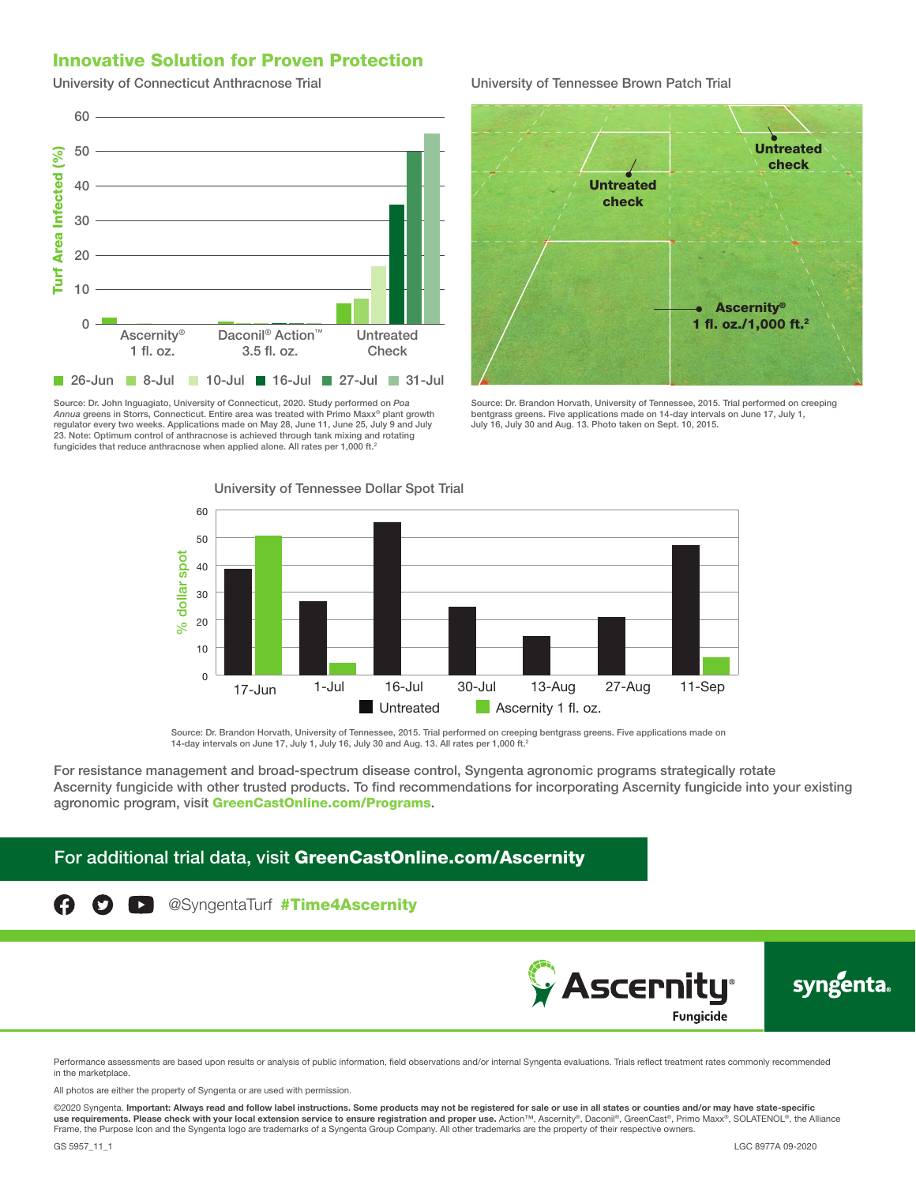## Innovative Solution for Proven Protection

University of Connecticut Anthracnose Trial

Turf Area Infected (%)

60
50
40
30
20
10
0

Ascernity®
1 fl. oz.

Daconil® Action™
3.5 fl. oz.

Untreated
Check

26-Jun 8-Jul 10-Jul 16-Jul 27-Jul 31-Jul

Source: Dr. John Inguagiato, University of Connecticut, 2020. Study performed on *Poa Annua* greens in Storrs, Connecticut. Entire area was treated with Primo Maxx® plant growth regulator every two weeks. Applications made on May 28, June 11, June 25, July 9 and July 23. Note: Optimum control of anthracnose is achieved through tank mixing and rotating fungicides that reduce anthracnose when applied alone. All rates per 1,000 ft.[2]

University of Tennessee Brown Patch Trial

Untreated check

Untreated check

Ascernity®
1 fl. oz./1,000 ft.[2]

Source: Dr. Brandon Horvath, University of Tennessee, 2015. Trial performed on creeping bentgrass greens. Five applications made on 14-day intervals on June 17, July 1, July 16, July 30 and Aug. 13. Photo taken on Sept. 10, 2015.

University of Tennessee Dollar Spot Trial

% dollar spot

60
50
40
30
20
10
0

17-Jun 1-Jul 16-Jul 30-Jul 13-Aug 27-Aug 11-Sep

Untreated Ascernity 1 fl. oz.

Source: Dr. Brandon Horvath, University of Tennessee, 2015. Trial performed on creeping bentgrass greens. Five applications made on 14-day intervals on June 17, July 1, July 16, July 30 and Aug. 13. All rates per 1,000 ft.[2]

For resistance management and broad-spectrum disease control, Syngenta agronomic programs strategically rotate Ascernity fungicide with other trusted products. To find recommendations for incorporating Ascernity fungicide into your existing agronomic program, visit **GreenCastOnline.com/Programs**.

For additional trial data, visit **GreenCastOnline.com/Ascernity**

@SyngentaTurf **#Time4Ascernity**

Ascernity® Fungicide

syngenta.

Performance assessments are based upon results or analysis of public information, field observations and/or internal Syngenta evaluations. Trials reflect treatment rates commonly recommended in the marketplace.

All photos are either the property of Syngenta or are used with permission.

©2020 Syngenta. **Important: Always read and follow label instructions. Some products may not be registered for sale or use in all states or counties and/or may have state-specific use requirements. Please check with your local extension service to ensure registration and proper use.** Action™, Ascernity®, Daconil®, GreenCast®, Primo Maxx®, SOLATENOL®, the Alliance Frame, the Purpose Icon and the Syngenta logo are trademarks of a Syngenta Group Company. All other trademarks are the property of their respective owners.

GS 5957_11_1

LGC 8977A 09-2020